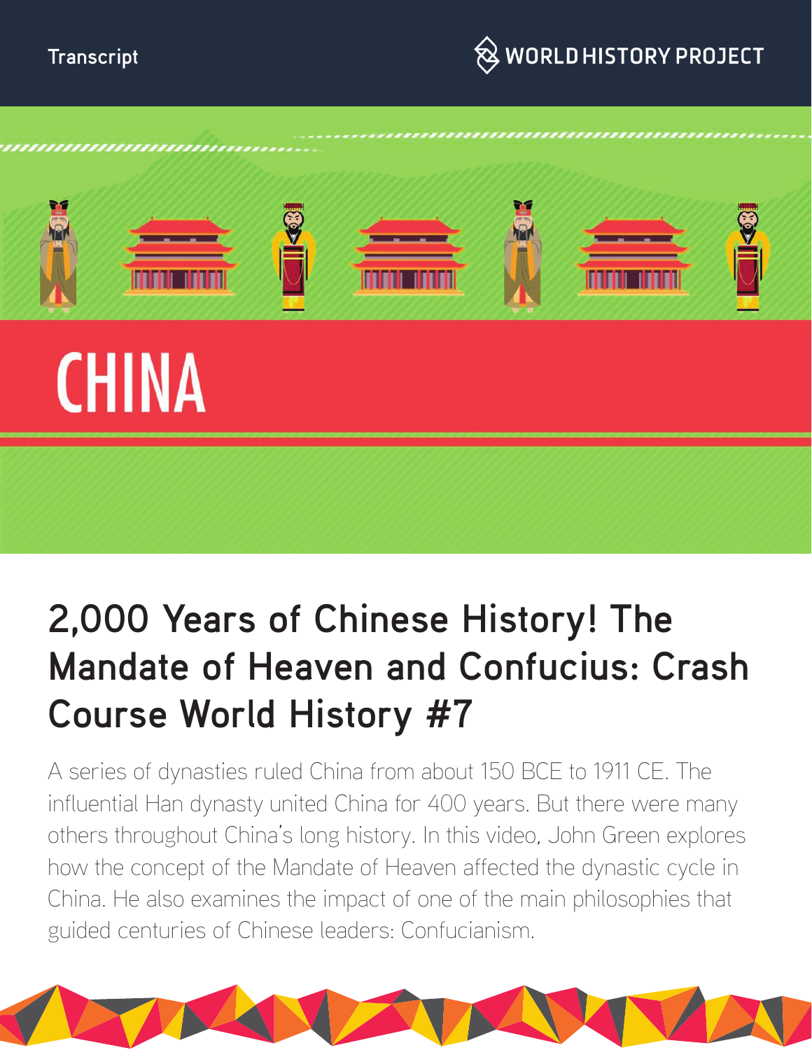Transcript

WORLD HISTORY PROJECT

# CHINA

## 2,000 Years of Chinese History! The Mandate of Heaven and Confucius: Crash Course World History #7

A series of dynasties ruled China from about 150 BCE to 1911 CE. The influential Han dynasty united China for 400 years. But there were many others throughout China's long history. In this video, John Green explores how the concept of the Mandate of Heaven affected the dynastic cycle in China. He also examines the impact of one of the main philosophies that guided centuries of Chinese leaders: Confucianism.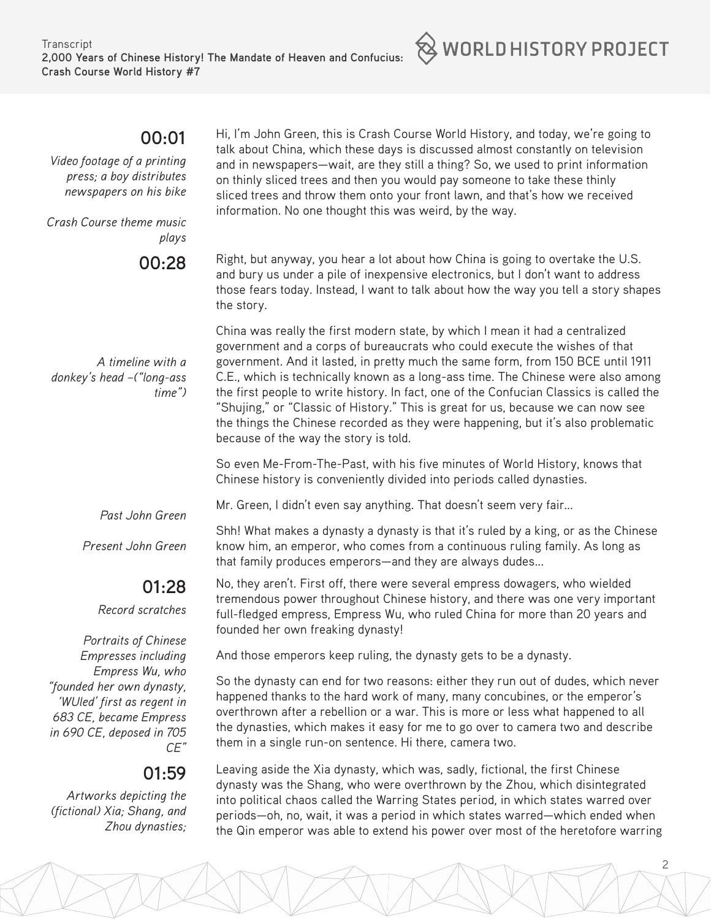**00:01**

*Video footage of a printing press; a boy distributes newspapers on his bike*

*Crash Course theme music plays*

Hi, I'm John Green, this is Crash Course World History, and today, we're going to talk about China, which these days is discussed almost constantly on television and in newspapers—wait, are they still a thing? So, we used to print information on thinly sliced trees and then you would pay someone to take these thinly sliced trees and throw them onto your front lawn, and that's how we received information. No one thought this was weird, by the way.

**00:28**

Right, but anyway, you hear a lot about how China is going to overtake the U.S. and bury us under a pile of inexpensive electronics, but I don't want to address those fears today. Instead, I want to talk about how the way you tell a story shapes the story.

*A timeline with a donkey's head –("long-ass time")*

China was really the first modern state, by which I mean it had a centralized government and a corps of bureaucrats who could execute the wishes of that government. And it lasted, in pretty much the same form, from 150 BCE until 1911 C.E., which is technically known as a long-ass time. The Chinese were also among the first people to write history. In fact, one of the Confucian Classics is called the "Shujing," or "Classic of History." This is great for us, because we can now see the things the Chinese recorded as they were happening, but it's also problematic because of the way the story is told.

So even Me-From-The-Past, with his five minutes of World History, knows that Chinese history is conveniently divided into periods called dynasties.

*Past John Green*

Mr. Green, I didn't even say anything. That doesn't seem very fair...

*Present John Green*

Shh! What makes a dynasty a dynasty is that it's ruled by a king, or as the Chinese know him, an emperor, who comes from a continuous ruling family. As long as that family produces emperors—and they are always dudes...

**01:28**

*Record scratches*

No, they aren't. First off, there were several empress dowagers, who wielded tremendous power throughout Chinese history, and there was one very important full-fledged empress, Empress Wu, who ruled China for more than 20 years and founded her own freaking dynasty!

*Portraits of Chinese Empresses including Empress Wu, who "founded her own dynasty, 'WUled' first as regent in 683 CE, became Empress in 690 CE, deposed in 705 CE"*

And those emperors keep ruling, the dynasty gets to be a dynasty.

So the dynasty can end for two reasons: either they run out of dudes, which never happened thanks to the hard work of many, many concubines, or the emperor's overthrown after a rebellion or a war. This is more or less what happened to all the dynasties, which makes it easy for me to go over to camera two and describe them in a single run-on sentence. Hi there, camera two.

**01:59**

*Artworks depicting the (fictional) Xia; Shang, and Zhou dynasties;*

Leaving aside the Xia dynasty, which was, sadly, fictional, the first Chinese dynasty was the Shang, who were overthrown by the Zhou, which disintegrated into political chaos called the Warring States period, in which states warred over periods—oh, no, wait, it was a period in which states warred—which ended when the Qin emperor was able to extend his power over most of the heretofore warring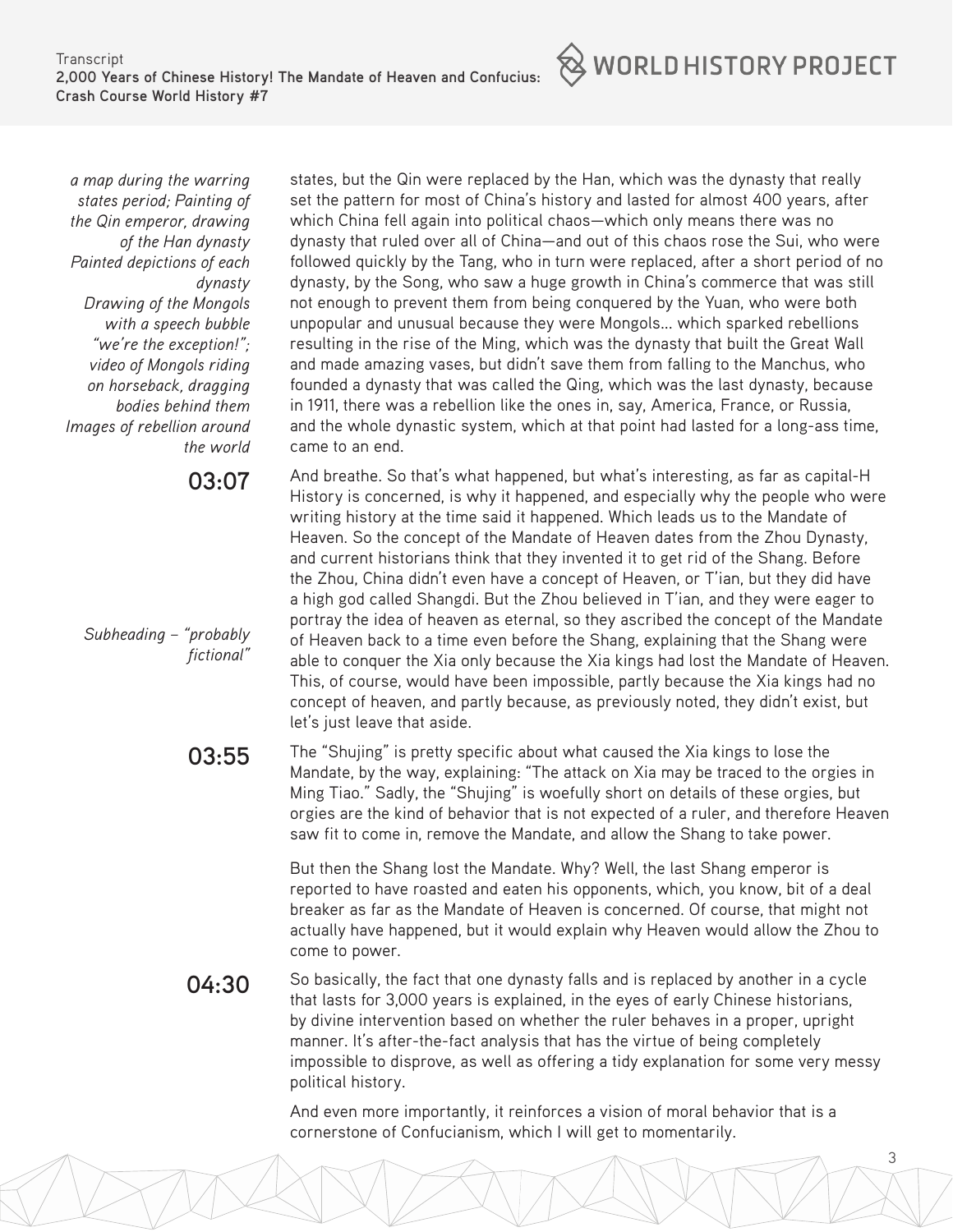*a map during the warring states period; Painting of the Qin emperor, drawing of the Han dynasty Painted depictions of each dynasty Drawing of the Mongols with a speech bubble "we're the exception!"; video of Mongols riding on horseback, dragging bodies behind them Images of rebellion around the world*

states, but the Qin were replaced by the Han, which was the dynasty that really set the pattern for most of China's history and lasted for almost 400 years, after which China fell again into political chaos—which only means there was no dynasty that ruled over all of China—and out of this chaos rose the Sui, who were followed quickly by the Tang, who in turn were replaced, after a short period of no dynasty, by the Song, who saw a huge growth in China's commerce that was still not enough to prevent them from being conquered by the Yuan, who were both unpopular and unusual because they were Mongols... which sparked rebellions resulting in the rise of the Ming, which was the dynasty that built the Great Wall and made amazing vases, but didn't save them from falling to the Manchus, who founded a dynasty that was called the Qing, which was the last dynasty, because in 1911, there was a rebellion like the ones in, say, America, France, or Russia, and the whole dynastic system, which at that point had lasted for a long-ass time, came to an end.

**03:07**

And breathe. So that's what happened, but what's interesting, as far as capital-H History is concerned, is why it happened, and especially why the people who were writing history at the time said it happened. Which leads us to the Mandate of Heaven. So the concept of the Mandate of Heaven dates from the Zhou Dynasty, and current historians think that they invented it to get rid of the Shang. Before the Zhou, China didn't even have a concept of Heaven, or T'ian, but they did have a high god called Shangdi. But the Zhou believed in T'ian, and they were eager to portray the idea of heaven as eternal, so they ascribed the concept of the Mandate of Heaven back to a time even before the Shang, explaining that the Shang were able to conquer the Xia only because the Xia kings had lost the Mandate of Heaven. This, of course, would have been impossible, partly because the Xia kings had no concept of heaven, and partly because, as previously noted, they didn't exist, but let's just leave that aside.

*Subheading – "probably fictional"*

**03:55**

The "Shujing" is pretty specific about what caused the Xia kings to lose the Mandate, by the way, explaining: "The attack on Xia may be traced to the orgies in Ming Tiao." Sadly, the "Shujing" is woefully short on details of these orgies, but orgies are the kind of behavior that is not expected of a ruler, and therefore Heaven saw fit to come in, remove the Mandate, and allow the Shang to take power.

But then the Shang lost the Mandate. Why? Well, the last Shang emperor is reported to have roasted and eaten his opponents, which, you know, bit of a deal breaker as far as the Mandate of Heaven is concerned. Of course, that might not actually have happened, but it would explain why Heaven would allow the Zhou to come to power.

**04:30**

So basically, the fact that one dynasty falls and is replaced by another in a cycle that lasts for 3,000 years is explained, in the eyes of early Chinese historians, by divine intervention based on whether the ruler behaves in a proper, upright manner. It's after-the-fact analysis that has the virtue of being completely impossible to disprove, as well as offering a tidy explanation for some very messy political history.

And even more importantly, it reinforces a vision of moral behavior that is a cornerstone of Confucianism, which I will get to momentarily.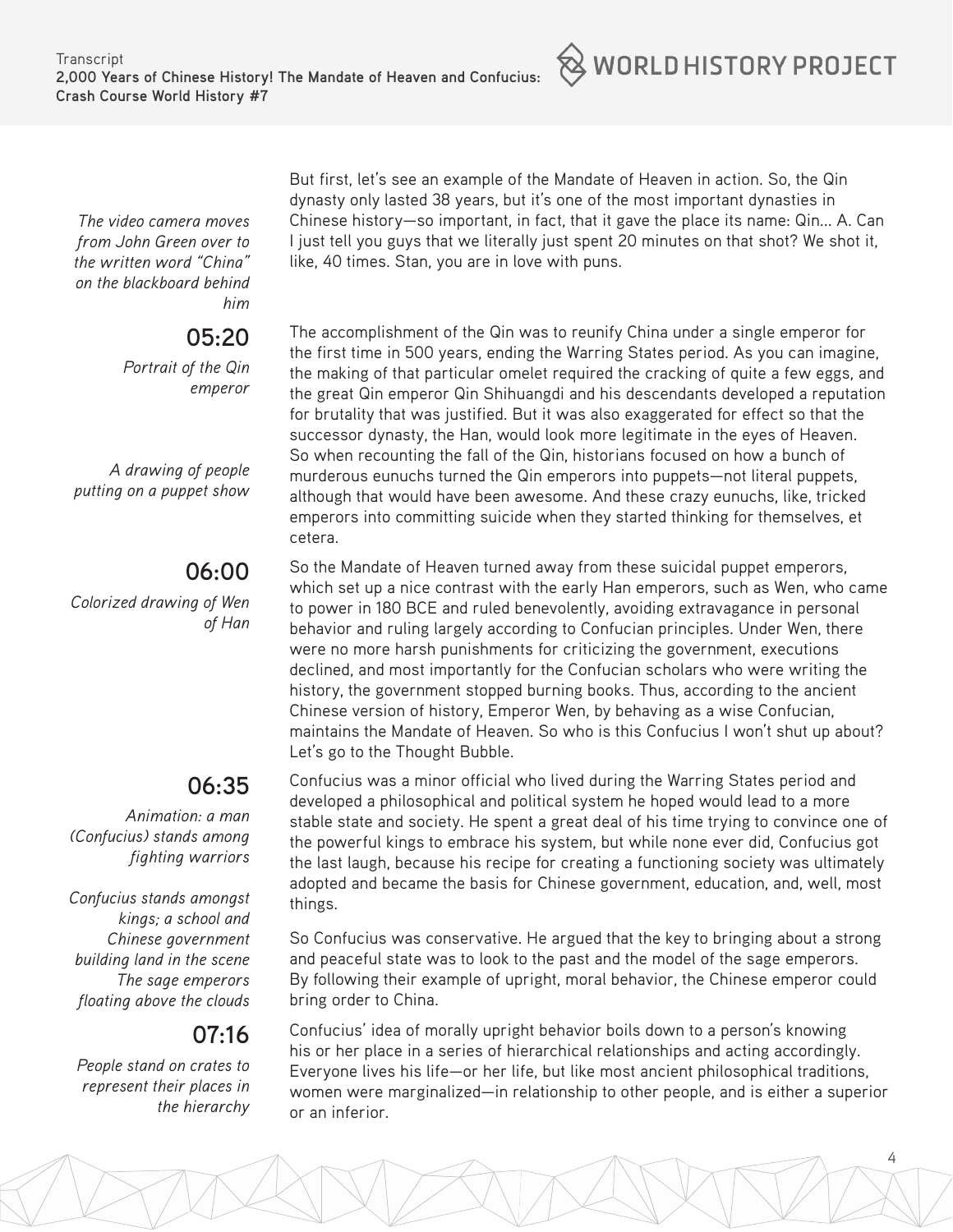*The video camera moves from John Green over to the written word "China" on the blackboard behind him*

But first, let's see an example of the Mandate of Heaven in action. So, the Qin dynasty only lasted 38 years, but it's one of the most important dynasties in Chinese history—so important, in fact, that it gave the place its name: Qin... A. Can I just tell you guys that we literally just spent 20 minutes on that shot? We shot it, like, 40 times. Stan, you are in love with puns.

**05:20**

*Portrait of the Qin emperor*

The accomplishment of the Qin was to reunify China under a single emperor for the first time in 500 years, ending the Warring States period. As you can imagine, the making of that particular omelet required the cracking of quite a few eggs, and the great Qin emperor Qin Shihuangdi and his descendants developed a reputation for brutality that was justified. But it was also exaggerated for effect so that the successor dynasty, the Han, would look more legitimate in the eyes of Heaven.

*A drawing of people putting on a puppet show*

So when recounting the fall of the Qin, historians focused on how a bunch of murderous eunuchs turned the Qin emperors into puppets—not literal puppets, although that would have been awesome. And these crazy eunuchs, like, tricked emperors into committing suicide when they started thinking for themselves, et cetera.

**06:00**

*Colorized drawing of Wen of Han*

So the Mandate of Heaven turned away from these suicidal puppet emperors, which set up a nice contrast with the early Han emperors, such as Wen, who came to power in 180 BCE and ruled benevolently, avoiding extravagance in personal behavior and ruling largely according to Confucian principles. Under Wen, there were no more harsh punishments for criticizing the government, executions declined, and most importantly for the Confucian scholars who were writing the history, the government stopped burning books. Thus, according to the ancient Chinese version of history, Emperor Wen, by behaving as a wise Confucian, maintains the Mandate of Heaven. So who is this Confucius I won't shut up about? Let's go to the Thought Bubble.

**06:35**

*Animation: a man (Confucius) stands among fighting warriors*

Confucius was a minor official who lived during the Warring States period and developed a philosophical and political system he hoped would lead to a more stable state and society. He spent a great deal of his time trying to convince one of the powerful kings to embrace his system, but while none ever did, Confucius got the last laugh, because his recipe for creating a functioning society was ultimately adopted and became the basis for Chinese government, education, and, well, most things.

*Confucius stands amongst kings; a school and Chinese government building land in the scene*

*The sage emperors floating above the clouds*

So Confucius was conservative. He argued that the key to bringing about a strong and peaceful state was to look to the past and the model of the sage emperors. By following their example of upright, moral behavior, the Chinese emperor could bring order to China.

**07:16**

*People stand on crates to represent their places in the hierarchy*

Confucius' idea of morally upright behavior boils down to a person's knowing his or her place in a series of hierarchical relationships and acting accordingly. Everyone lives his life—or her life, but like most ancient philosophical traditions, women were marginalized—in relationship to other people, and is either a superior or an inferior.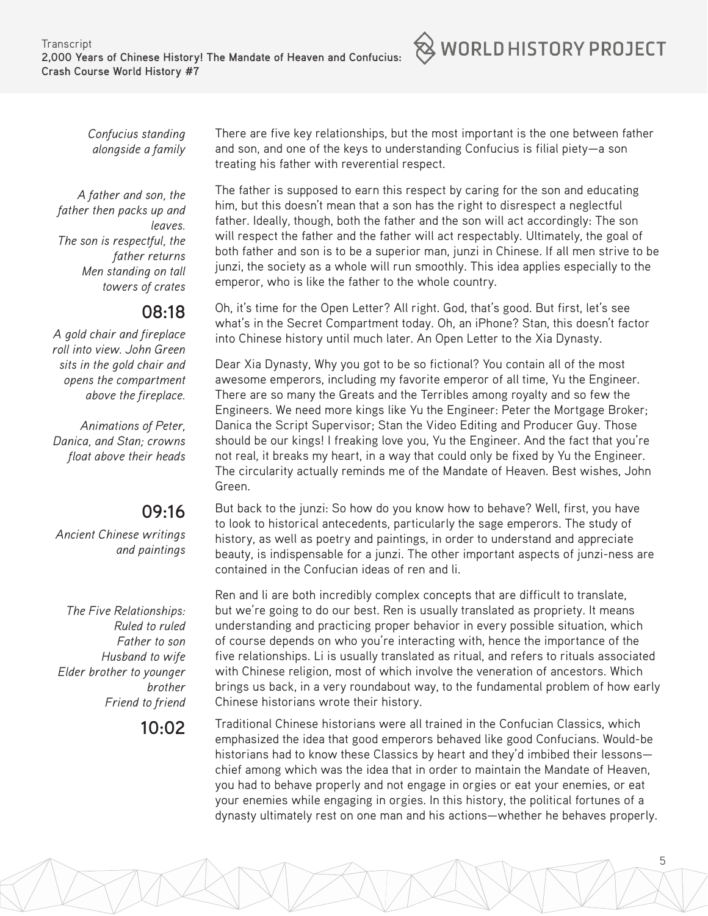*Confucius standing alongside a family*

There are five key relationships, but the most important is the one between father and son, and one of the keys to understanding Confucius is filial piety—a son treating his father with reverential respect.

*A father and son, the father then packs up and leaves.*
*The son is respectful, the father returns*
*Men standing on tall towers of crates*

The father is supposed to earn this respect by caring for the son and educating him, but this doesn't mean that a son has the right to disrespect a neglectful father. Ideally, though, both the father and the son will act accordingly: The son will respect the father and the father will act respectably. Ultimately, the goal of both father and son is to be a superior man, junzi in Chinese. If all men strive to be junzi, the society as a whole will run smoothly. This idea applies especially to the emperor, who is like the father to the whole country.

**08:18**

*A gold chair and fireplace roll into view. John Green sits in the gold chair and opens the compartment above the fireplace.*

Oh, it's time for the Open Letter? All right. God, that's good. But first, let's see what's in the Secret Compartment today. Oh, an iPhone? Stan, this doesn't factor into Chinese history until much later. An Open Letter to the Xia Dynasty.

*Animations of Peter, Danica, and Stan; crowns float above their heads*

Dear Xia Dynasty, Why you got to be so fictional? You contain all of the most awesome emperors, including my favorite emperor of all time, Yu the Engineer. There are so many the Greats and the Terribles among royalty and so few the Engineers. We need more kings like Yu the Engineer: Peter the Mortgage Broker; Danica the Script Supervisor; Stan the Video Editing and Producer Guy. Those should be our kings! I freaking love you, Yu the Engineer. And the fact that you're not real, it breaks my heart, in a way that could only be fixed by Yu the Engineer. The circularity actually reminds me of the Mandate of Heaven. Best wishes, John Green.

**09:16**

*Ancient Chinese writings and paintings*

But back to the junzi: So how do you know how to behave? Well, first, you have to look to historical antecedents, particularly the sage emperors. The study of history, as well as poetry and paintings, in order to understand and appreciate beauty, is indispensable for a junzi. The other important aspects of junzi-ness are contained in the Confucian ideas of ren and li.

*The Five Relationships:*
*Ruled to ruled*
*Father to son*
*Husband to wife*
*Elder brother to younger brother*
*Friend to friend*

Ren and li are both incredibly complex concepts that are difficult to translate, but we're going to do our best. Ren is usually translated as propriety. It means understanding and practicing proper behavior in every possible situation, which of course depends on who you're interacting with, hence the importance of the five relationships. Li is usually translated as ritual, and refers to rituals associated with Chinese religion, most of which involve the veneration of ancestors. Which brings us back, in a very roundabout way, to the fundamental problem of how early Chinese historians wrote their history.

**10:02**

Traditional Chinese historians were all trained in the Confucian Classics, which emphasized the idea that good emperors behaved like good Confucians. Would-be historians had to know these Classics by heart and they'd imbibed their lessons—chief among which was the idea that in order to maintain the Mandate of Heaven, you had to behave properly and not engage in orgies or eat your enemies, or eat your enemies while engaging in orgies. In this history, the political fortunes of a dynasty ultimately rest on one man and his actions—whether he behaves properly.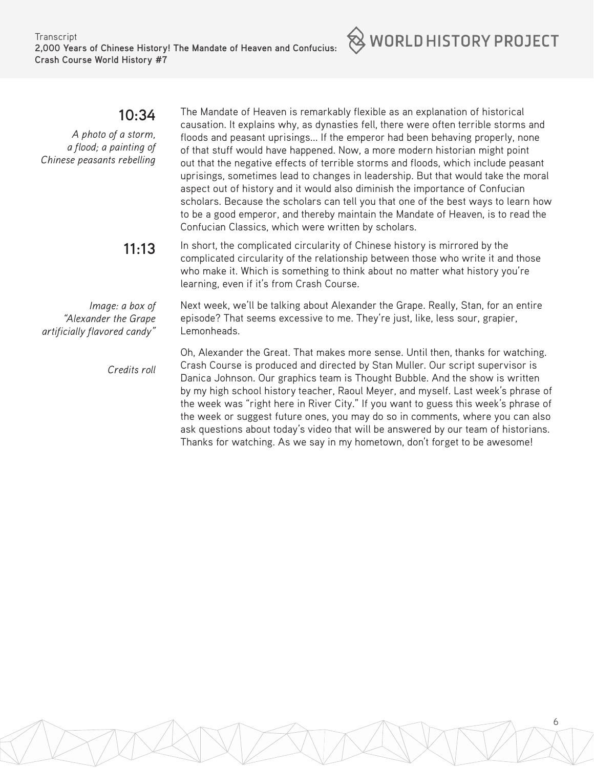**10:34**

*A photo of a storm, a flood; a painting of Chinese peasants rebelling*

The Mandate of Heaven is remarkably flexible as an explanation of historical causation. It explains why, as dynasties fell, there were often terrible storms and floods and peasant uprisings… If the emperor had been behaving properly, none of that stuff would have happened. Now, a more modern historian might point out that the negative effects of terrible storms and floods, which include peasant uprisings, sometimes lead to changes in leadership. But that would take the moral aspect out of history and it would also diminish the importance of Confucian scholars. Because the scholars can tell you that one of the best ways to learn how to be a good emperor, and thereby maintain the Mandate of Heaven, is to read the Confucian Classics, which were written by scholars.

**11:13**

In short, the complicated circularity of Chinese history is mirrored by the complicated circularity of the relationship between those who write it and those who make it. Which is something to think about no matter what history you're learning, even if it's from Crash Course.

*Image: a box of "Alexander the Grape artificially flavored candy"*

Next week, we'll be talking about Alexander the Grape. Really, Stan, for an entire episode? That seems excessive to me. They're just, like, less sour, grapier, Lemonheads.

*Credits roll*

Oh, Alexander the Great. That makes more sense. Until then, thanks for watching. Crash Course is produced and directed by Stan Muller. Our script supervisor is Danica Johnson. Our graphics team is Thought Bubble. And the show is written by my high school history teacher, Raoul Meyer, and myself. Last week's phrase of the week was "right here in River City." If you want to guess this week's phrase of the week or suggest future ones, you may do so in comments, where you can also ask questions about today's video that will be answered by our team of historians. Thanks for watching. As we say in my hometown, don't forget to be awesome!